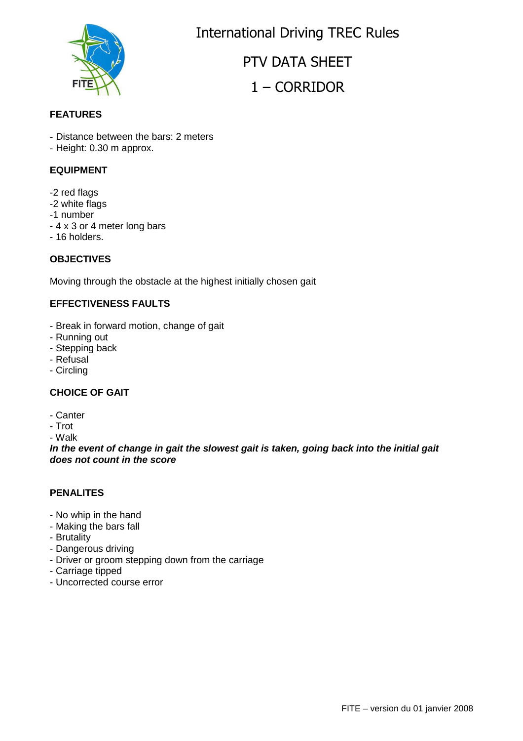# International Driving TREC Rules

## PTV DATA SHEET

## 1 – CORRIDOR

### FEATURES

- Distance between the bars: 2 meters
- Height: 0.30 m approx.

### EQUIPMENT

-2 red flags
-2 white flags
-1 number
- 4 x 3 or 4 meter long bars
- 16 holders.

### OBJECTIVES

Moving through the obstacle at the highest initially chosen gait

### EFFECTIVENESS FAULTS

- Break in forward motion, change of gait
- Running out
- Stepping back
- Refusal
- Circling

### CHOICE OF GAIT

- Canter
- Trot
- Walk

***In the event of change in gait the slowest gait is taken, going back into the initial gait does not count in the score***

### PENALITES

- No whip in the hand
- Making the bars fall
- Brutality
- Dangerous driving
- Driver or groom stepping down from the carriage
- Carriage tipped
- Uncorrected course error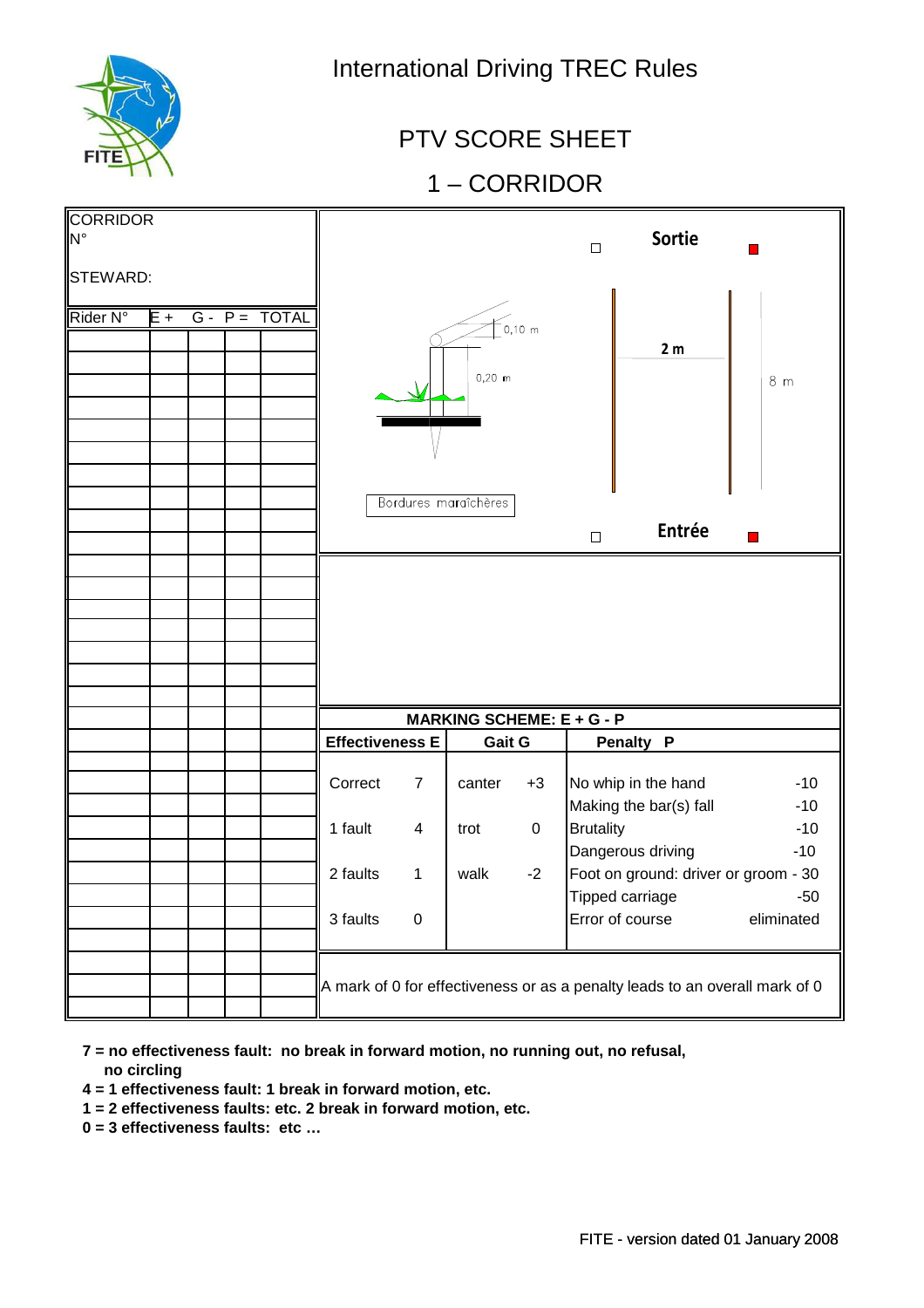International Driving TREC Rules

# PTV SCORE SHEET

## 1 – CORRIDOR

CORRIDOR
N°

STEWARD:

| Rider N° | E + | G - | P = | TOTAL |
|---|---|---|---|---|
| | | | | |
| | | | | |
| | | | | |
| | | | | |
| | | | | |
| | | | | |
| | | | | |
| | | | | |
| | | | | |
| | | | | |
| | | | | |
| | | | | |
| | | | | |
| | | | | |
| | | | | |
| | | | | |
| | | | | |
| | | | | |
| | | | | |
| | | | | |
| | | | | |
| | | | | |
| | | | | |
| | | | | |
| | | | | |
| | | | | |
| | | | | |
| | | | | |
| | | | | |
| | | | | |
| | | | | |

Sortie

0,10 m

0,20 m

2 m

8 m

Bordures maraîchères

Entrée

**MARKING SCHEME: E + G - P**

| Effectiveness E | | Gait G | | Penalty P | |
|---|---|---|---|---|---|
| Correct | 7 | canter | +3 | No whip in the hand | -10 |
| | | | | Making the bar(s) fall | -10 |
| 1 fault | 4 | trot | 0 | Brutality | -10 |
| | | | | Dangerous driving | -10 |
| 2 faults | 1 | walk | -2 | Foot on ground: driver or groom | - 30 |
| | | | | Tipped carriage | -50 |
| 3 faults | 0 | | | Error of course | eliminated |

A mark of 0 for effectiveness or as a penalty leads to an overall mark of 0

**7 = no effectiveness fault: no break in forward motion, no running out, no refusal, no circling**
**4 = 1 effectiveness fault: 1 break in forward motion, etc.**
**1 = 2 effectiveness faults: etc. 2 break in forward motion, etc.**
**0 = 3 effectiveness faults: etc …**

FITE - version dated 01 January 2008